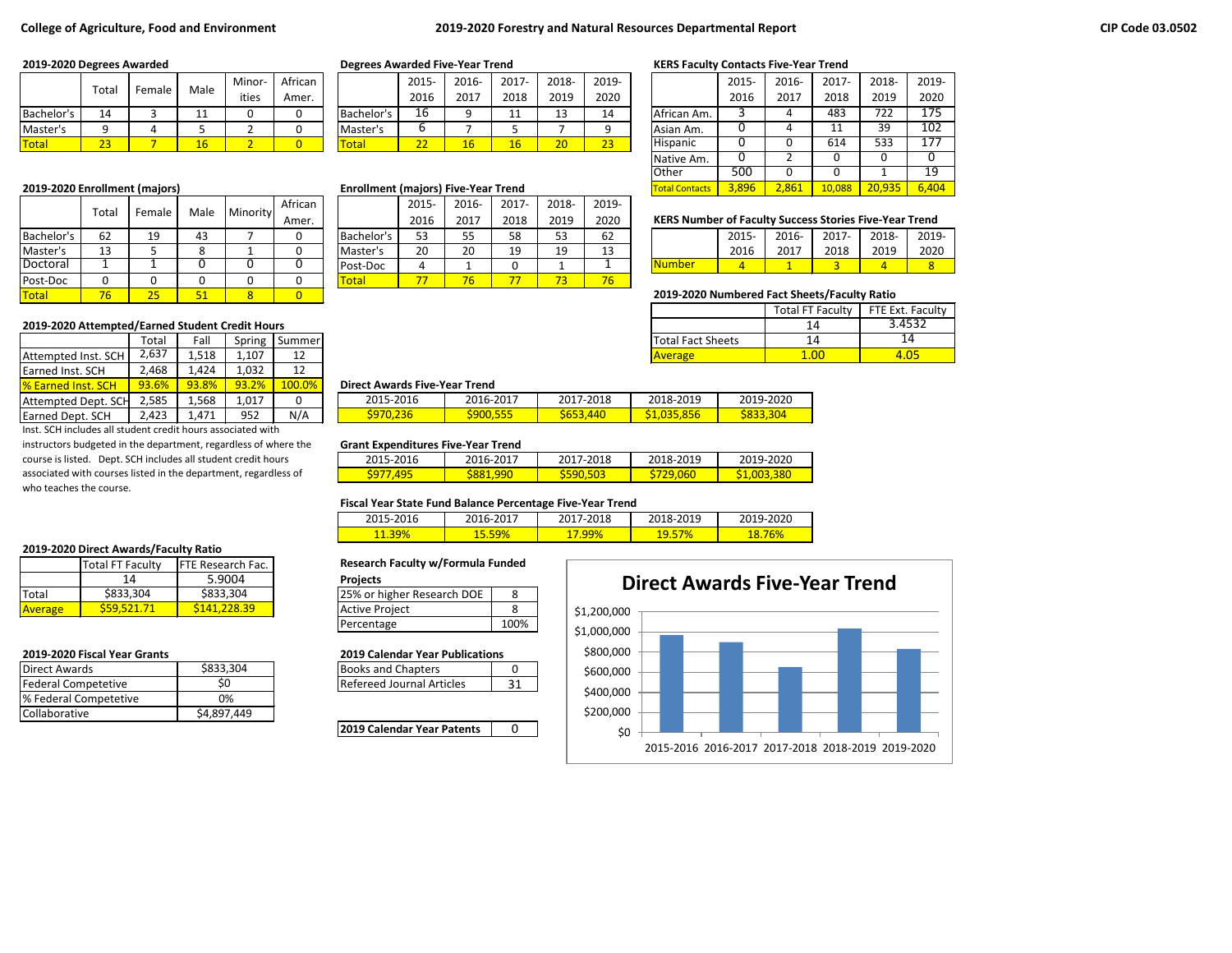**College of Agriculture, Food and Environment**

# 2019-2020 Forestry and Natural Resources Departmental Report

**CIP Code 03.0502**

### 2019-2020 Degrees Awarded

| | Total | Female | Male | Minorities | African Amer. |
|---|---|---|---|---|---|
| Bachelor's | 14 | 3 | 11 | 0 | 0 |
| Master's | 9 | 4 | 5 | 2 | 0 |
| Total | 23 | 7 | 16 | 2 | 0 |

### Degrees Awarded Five-Year Trend

| | 2015-2016 | 2016-2017 | 2017-2018 | 2018-2019 | 2019-2020 |
|---|---|---|---|---|---|
| Bachelor's | 16 | 9 | 11 | 13 | 14 |
| Master's | 6 | 7 | 5 | 7 | 9 |
| Total | 22 | 16 | 16 | 20 | 23 |

### KERS Faculty Contacts Five-Year Trend

| | 2015-2016 | 2016-2017 | 2017-2018 | 2018-2019 | 2019-2020 |
|---|---|---|---|---|---|
| African Am. | 3 | 4 | 483 | 722 | 175 |
| Asian Am. | 0 | 4 | 11 | 39 | 102 |
| Hispanic | 0 | 0 | 614 | 533 | 177 |
| Native Am. | 0 | 2 | 0 | 0 | 0 |
| Other | 500 | 0 | 0 | 1 | 19 |
| Total Contacts | 3,896 | 2,861 | 10,088 | 20,935 | 6,404 |

### 2019-2020 Enrollment (majors)

| | Total | Female | Male | Minority | African Amer. |
|---|---|---|---|---|---|
| Bachelor's | 62 | 19 | 43 | 7 | 0 |
| Master's | 13 | 5 | 8 | 1 | 0 |
| Doctoral | 1 | 1 | 0 | 0 | 0 |
| Post-Doc | 0 | 0 | 0 | 0 | 0 |
| Total | 76 | 25 | 51 | 8 | 0 |

### Enrollment (majors) Five-Year Trend

| | 2015-2016 | 2016-2017 | 2017-2018 | 2018-2019 | 2019-2020 |
|---|---|---|---|---|---|
| Bachelor's | 53 | 55 | 58 | 53 | 62 |
| Master's | 20 | 20 | 19 | 19 | 13 |
| Post-Doc | 4 | 1 | 0 | 1 | 1 |
| Total | 77 | 76 | 77 | 73 | 76 |

### KERS Number of Faculty Success Stories Five-Year Trend

| | 2015-2016 | 2016-2017 | 2017-2018 | 2018-2019 | 2019-2020 |
|---|---|---|---|---|---|
| Number | 4 | 1 | 3 | 4 | 8 |

### 2019-2020 Numbered Fact Sheets/Faculty Ratio

| | Total FT Faculty | FTE Ext. Faculty |
|---|---|---|
| | 14 | 3.4532 |
| Total Fact Sheets | 14 | 14 |
| Average | 1.00 | 4.05 |

### 2019-2020 Attempted/Earned Student Credit Hours

| | Total | Fall | Spring | Summer |
|---|---|---|---|---|
| Attempted Inst. SCH | 2,637 | 1,518 | 1,107 | 12 |
| Earned Inst. SCH | 2,468 | 1,424 | 1,032 | 12 |
| % Earned Inst. SCH | 93.6% | 93.8% | 93.2% | 100.0% |
| Attempted Dept. SCH | 2,585 | 1,568 | 1,017 | 0 |
| Earned Dept. SCH | 2,423 | 1,471 | 952 | N/A |

Inst. SCH includes all student credit hours associated with instructors budgeted in the department, regardless of where the course is listed. Dept. SCH includes all student credit hours associated with courses listed in the department, regardless of who teaches the course.

### Direct Awards Five-Year Trend

| 2015-2016 | 2016-2017 | 2017-2018 | 2018-2019 | 2019-2020 |
|---|---|---|---|---|
| $970,236 | $900,555 | $653,440 | $1,035,856 | $833,304 |

### Grant Expenditures Five-Year Trend

| 2015-2016 | 2016-2017 | 2017-2018 | 2018-2019 | 2019-2020 |
|---|---|---|---|---|
| $977,495 | $881,990 | $590,503 | $729,060 | $1,003,380 |

### Fiscal Year State Fund Balance Percentage Five-Year Trend

| 2015-2016 | 2016-2017 | 2017-2018 | 2018-2019 | 2019-2020 |
|---|---|---|---|---|
| 11.39% | 15.59% | 17.99% | 19.57% | 18.76% |

### 2019-2020 Direct Awards/Faculty Ratio

| | Total FT Faculty | FTE Research Fac. |
|---|---|---|
| | 14 | 5.9004 |
| Total | $833,304 | $833,304 |
| Average | $59,521.71 | $141,228.39 |

### Research Faculty w/Formula Funded Projects

| | |
|---|---|
| 25% or higher Research DOE | 8 |
| Active Project | 8 |
| Percentage | 100% |

### Direct Awards Five-Year Trend

| 2015-2016 | 2016-2017 | 2017-2018 | 2018-2019 | 2019-2020 |
|---|---|---|---|---|
| $970,236 | $900,555 | $653,440 | $1,035,856 | $833,304 |

### 2019-2020 Fiscal Year Grants

| | |
|---|---|
| Direct Awards | $833,304 |
| Federal Competetive | $0 |
| % Federal Competetive | 0% |
| Collaborative | $4,897,449 |

### 2019 Calendar Year Publications

| | |
|---|---|
| Books and Chapters | 0 |
| Refereed Journal Articles | 31 |

| | |
|---|---|
| **2019 Calendar Year Patents** | 0 |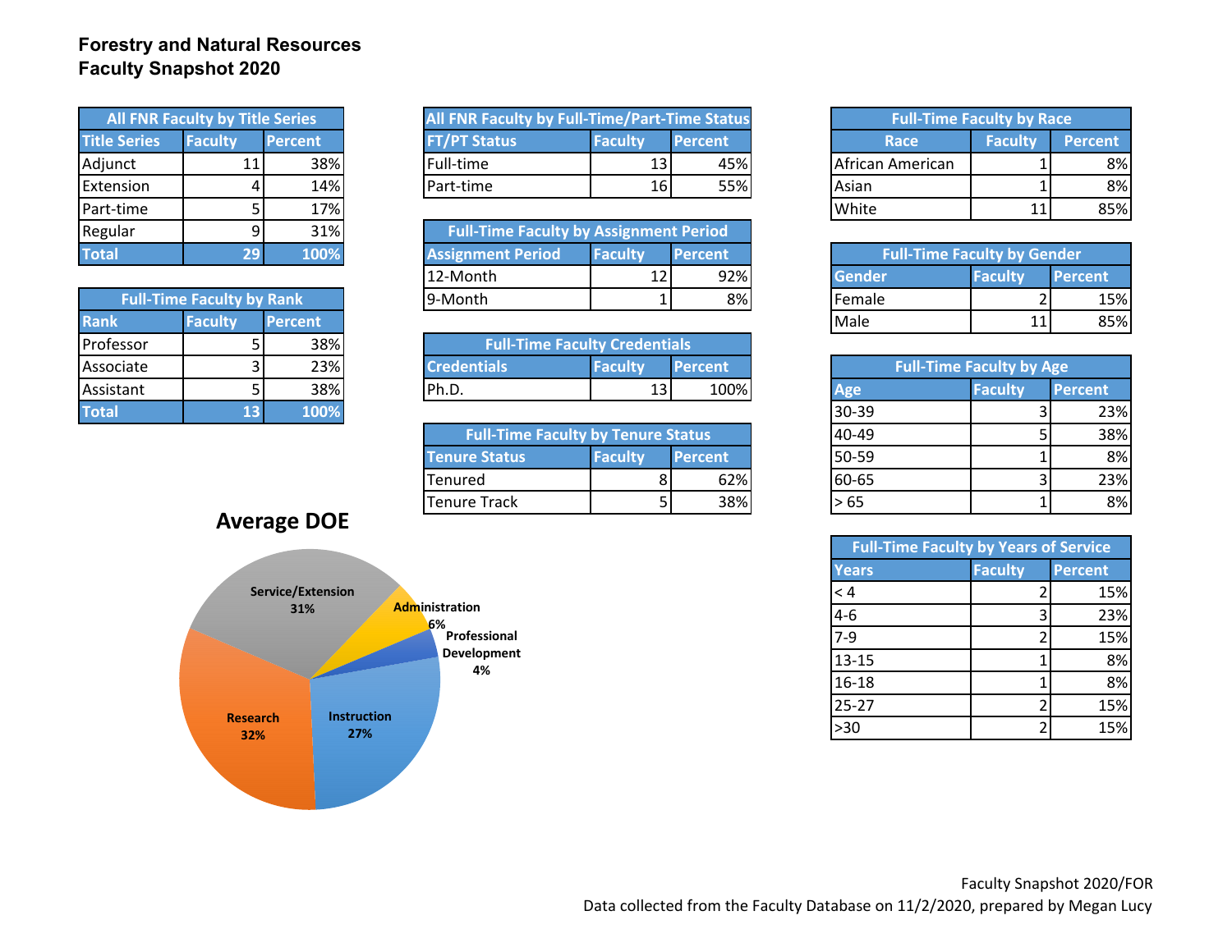# Forestry and Natural Resources
# Faculty Snapshot 2020

**All FNR Faculty by Title Series**

| Title Series | Faculty | Percent |
|---|---|---|
| Adjunct | 11 | 38% |
| Extension | 4 | 14% |
| Part-time | 5 | 17% |
| Regular | 9 | 31% |
| **Total** | **29** | **100%** |

**Full-Time Faculty by Rank**

| Rank | Faculty | Percent |
|---|---|---|
| Professor | 5 | 38% |
| Associate | 3 | 23% |
| Assistant | 5 | 38% |
| **Total** | **13** | **100%** |

**All FNR Faculty by Full-Time/Part-Time Status**

| FT/PT Status | Faculty | Percent |
|---|---|---|
| Full-time | 13 | 45% |
| Part-time | 16 | 55% |

**Full-Time Faculty by Assignment Period**

| Assignment Period | Faculty | Percent |
|---|---|---|
| 12-Month | 12 | 92% |
| 9-Month | 1 | 8% |

**Full-Time Faculty Credentials**

| Credentials | Faculty | Percent |
|---|---|---|
| Ph.D. | 13 | 100% |

**Full-Time Faculty by Tenure Status**

| Tenure Status | Faculty | Percent |
|---|---|---|
| Tenured | 8 | 62% |
| Tenure Track | 5 | 38% |

**Full-Time Faculty by Race**

| Race | Faculty | Percent |
|---|---|---|
| African American | 1 | 8% |
| Asian | 1 | 8% |
| White | 11 | 85% |

**Full-Time Faculty by Gender**

| Gender | Faculty | Percent |
|---|---|---|
| Female | 2 | 15% |
| Male | 11 | 85% |

**Full-Time Faculty by Age**

| Age | Faculty | Percent |
|---|---|---|
| 30-39 | 3 | 23% |
| 40-49 | 5 | 38% |
| 50-59 | 1 | 8% |
| 60-65 | 3 | 23% |
| > 65 | 1 | 8% |

**Full-Time Faculty by Years of Service**

| Years | Faculty | Percent |
|---|---|---|
| < 4 | 2 | 15% |
| 4-6 | 3 | 23% |
| 7-9 | 2 | 15% |
| 13-15 | 1 | 8% |
| 16-18 | 1 | 8% |
| 25-27 | 2 | 15% |
| >30 | 2 | 15% |

## Average DOE

Service/Extension 31%
Administration 6%
Professional Development 4%
Instruction 27%
Research 32%

Faculty Snapshot 2020/FOR
Data collected from the Faculty Database on 11/2/2020, prepared by Megan Lucy